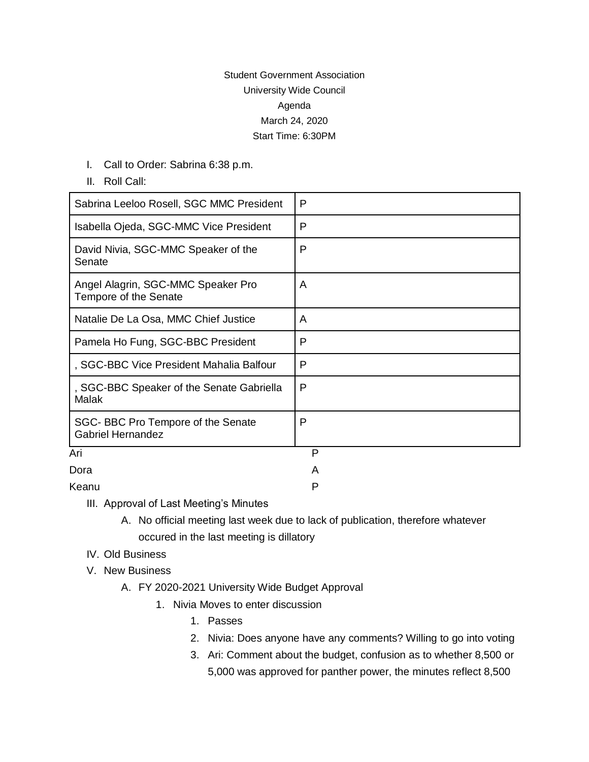Student Government Association

University Wide Council

Agenda

March 24, 2020

Start Time: 6:30PM

I. Call to Order: Sabrina 6:38 p.m.
II. Roll Call:

| | |
|---|---|
| Sabrina Leeloo Rosell, SGC MMC President | P |
| Isabella Ojeda, SGC-MMC Vice President | P |
| David Nivia, SGC-MMC Speaker of the Senate | P |
| Angel Alagrin, SGC-MMC Speaker Pro Tempore of the Senate | A |
| Natalie De La Osa, MMC Chief Justice | A |
| Pamela Ho Fung, SGC-BBC President | P |
| , SGC-BBC Vice President Mahalia Balfour | P |
| , SGC-BBC Speaker of the Senate Gabriella Malak | P |
| SGC- BBC Pro Tempore of the Senate Gabriel Hernandez | P |
| Ari | P |
| Dora | A |
| Keanu | P |

III. Approval of Last Meeting's Minutes
   A. No official meeting last week due to lack of publication, therefore whatever occured in the last meeting is dillatory
IV. Old Business
V. New Business
   A. FY 2020-2021 University Wide Budget Approval
      1. Nivia Moves to enter discussion
         1. Passes
         2. Nivia: Does anyone have any comments? Willing to go into voting
         3. Ari: Comment about the budget, confusion as to whether 8,500 or 5,000 was approved for panther power, the minutes reflect 8,500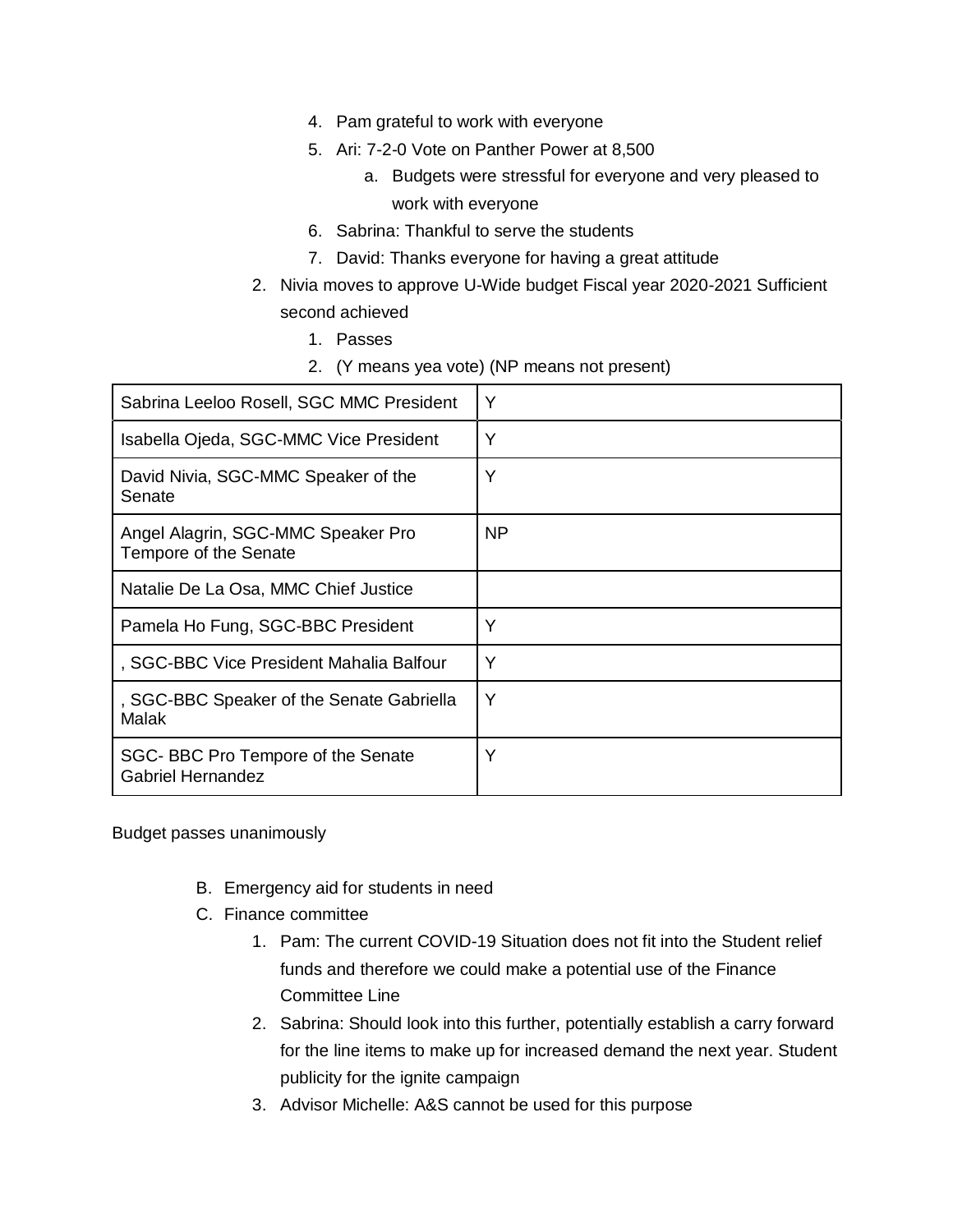4. Pam grateful to work with everyone
5. Ari: 7-2-0 Vote on Panther Power at 8,500
    a. Budgets were stressful for everyone and very pleased to work with everyone
6. Sabrina: Thankful to serve the students
7. David: Thanks everyone for having a great attitude

2. Nivia moves to approve U-Wide budget Fiscal year 2020-2021 Sufficient second achieved
    1. Passes
    2. (Y means yea vote) (NP means not present)

| | |
|---|---|
| Sabrina Leeloo Rosell, SGC MMC President | Y |
| Isabella Ojeda, SGC-MMC Vice President | Y |
| David Nivia, SGC-MMC Speaker of the Senate | Y |
| Angel Alagrin, SGC-MMC Speaker Pro Tempore of the Senate | NP |
| Natalie De La Osa, MMC Chief Justice | |
| Pamela Ho Fung, SGC-BBC President | Y |
| , SGC-BBC Vice President Mahalia Balfour | Y |
| , SGC-BBC Speaker of the Senate Gabriella Malak | Y |
| SGC- BBC Pro Tempore of the Senate Gabriel Hernandez | Y |

Budget passes unanimously

B. Emergency aid for students in need
C. Finance committee
    1. Pam: The current COVID-19 Situation does not fit into the Student relief funds and therefore we could make a potential use of the Finance Committee Line
    2. Sabrina: Should look into this further, potentially establish a carry forward for the line items to make up for increased demand the next year. Student publicity for the ignite campaign
    3. Advisor Michelle: A&S cannot be used for this purpose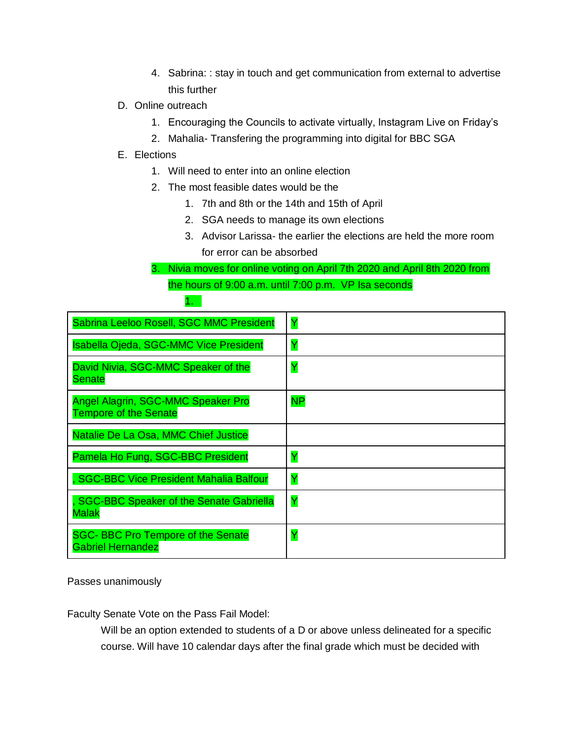4. Sabrina: : stay in touch and get communication from external to advertise this further

D. Online outreach
   1. Encouraging the Councils to activate virtually, Instagram Live on Friday's
   2. Mahalia- Transfering the programming into digital for BBC SGA

E. Elections
   1. Will need to enter into an online election
   2. The most feasible dates would be the
      1. 7th and 8th or the 14th and 15th of April
      2. SGA needs to manage its own elections
      3. Advisor Larissa- the earlier the elections are held the more room for error can be absorbed
   3. Nivia moves for online voting on April 7th 2020 and April 8th 2020 from the hours of 9:00 a.m. until 7:00 p.m. VP Isa seconds
      1.

| | |
|---|---|
| Sabrina Leeloo Rosell, SGC MMC President | Y |
| Isabella Ojeda, SGC-MMC Vice President | Y |
| David Nivia, SGC-MMC Speaker of the Senate | Y |
| Angel Alagrin, SGC-MMC Speaker Pro Tempore of the Senate | NP |
| Natalie De La Osa, MMC Chief Justice | |
| Pamela Ho Fung, SGC-BBC President | Y |
| , SGC-BBC Vice President Mahalia Balfour | Y |
| , SGC-BBC Speaker of the Senate Gabriella Malak | Y |
| SGC- BBC Pro Tempore of the Senate Gabriel Hernandez | Y |

Passes unanimously

Faculty Senate Vote on the Pass Fail Model:

Will be an option extended to students of a D or above unless delineated for a specific course. Will have 10 calendar days after the final grade which must be decided with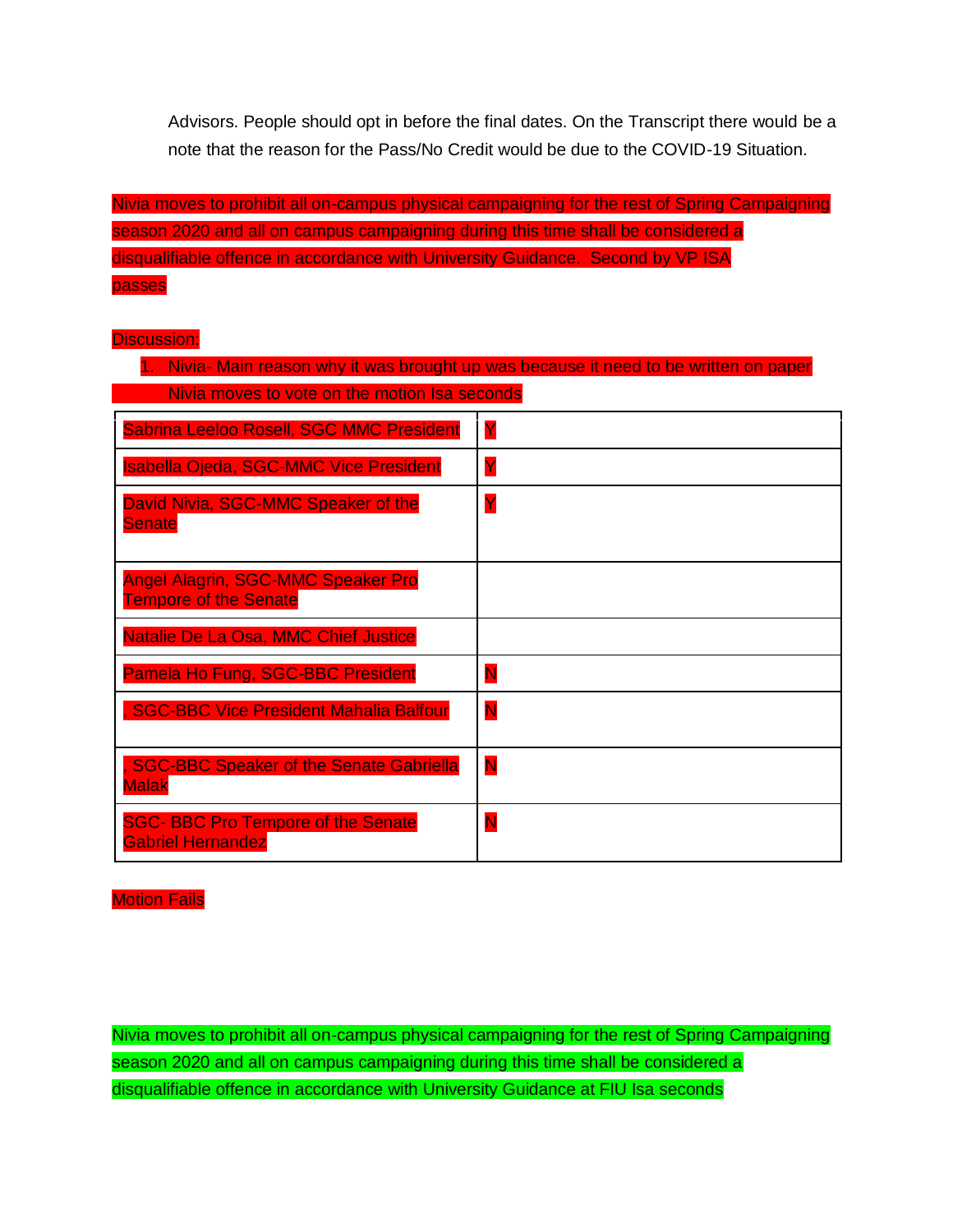Advisors. People should opt in before the final dates. On the Transcript there would be a note that the reason for the Pass/No Credit would be due to the COVID-19 Situation.

Nivia moves to prohibit all on-campus physical campaigning for the rest of Spring Campaigning season 2020 and all on campus campaigning during this time shall be considered a disqualifiable offence in accordance with University Guidance. Second by VP ISA passes

Discussion:

1. Nivia- Main reason why it was brought up was because it need to be written on paper

Nivia moves to vote on the motion Isa seconds

| | |
|---|---|
| Sabrina Leeloo Rosell, SGC MMC President | Y |
| Isabella Ojeda, SGC-MMC Vice President | Y |
| David Nivia, SGC-MMC Speaker of the Senate | Y |
| Angel Alagrin, SGC-MMC Speaker Pro Tempore of the Senate | |
| Natalie De La Osa, MMC Chief Justice | |
| Pamela Ho Fung, SGC-BBC President | N |
| , SGC-BBC Vice President Mahalia Balfour | N |
| , SGC-BBC Speaker of the Senate Gabriella Malak | N |
| SGC- BBC Pro Tempore of the Senate Gabriel Hernandez | N |

Motion Fails

Nivia moves to prohibit all on-campus physical campaigning for the rest of Spring Campaigning season 2020 and all on campus campaigning during this time shall be considered a disqualifiable offence in accordance with University Guidance at FIU Isa seconds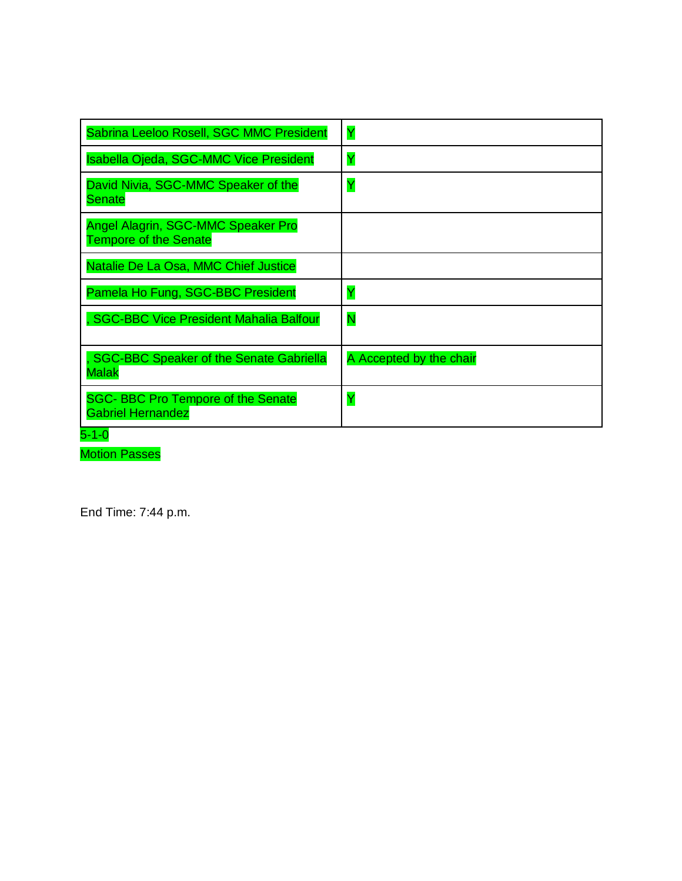| | |
|---|---|
| Sabrina Leeloo Rosell, SGC MMC President | Y |
| Isabella Ojeda, SGC-MMC Vice President | Y |
| David Nivia, SGC-MMC Speaker of the Senate | Y |
| Angel Alagrin, SGC-MMC Speaker Pro Tempore of the Senate | |
| Natalie De La Osa, MMC Chief Justice | |
| Pamela Ho Fung, SGC-BBC President | Y |
| , SGC-BBC Vice President Mahalia Balfour | N |
| , SGC-BBC Speaker of the Senate Gabriella Malak | A Accepted by the chair |
| SGC- BBC Pro Tempore of the Senate Gabriel Hernandez | Y |

5-1-0

Motion Passes

End Time: 7:44 p.m.